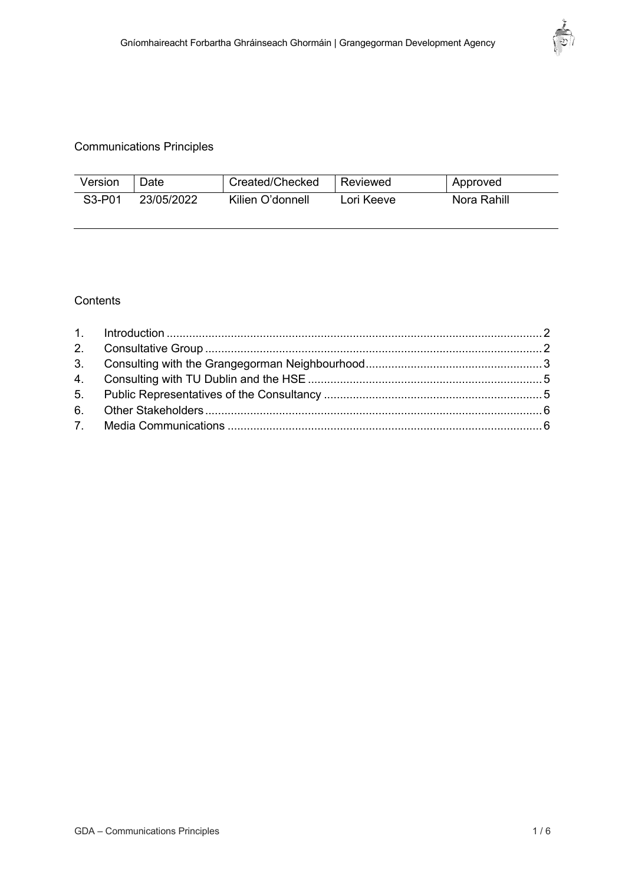# Communications Principles

| Version | Date | Created/Checked | Reviewed | Approved |
|---|---|---|---|---|
| S3-P01 | 23/05/2022 | Kilien O'donnell | Lori Keeve | Nora Rahill |

## Contents

1. Introduction ..... 2
2. Consultative Group ..... 2
3. Consulting with the Grangegorman Neighbourhood ..... 3
4. Consulting with TU Dublin and the HSE ..... 5
5. Public Representatives of the Consultancy ..... 5
6. Other Stakeholders ..... 6
7. Media Communications ..... 6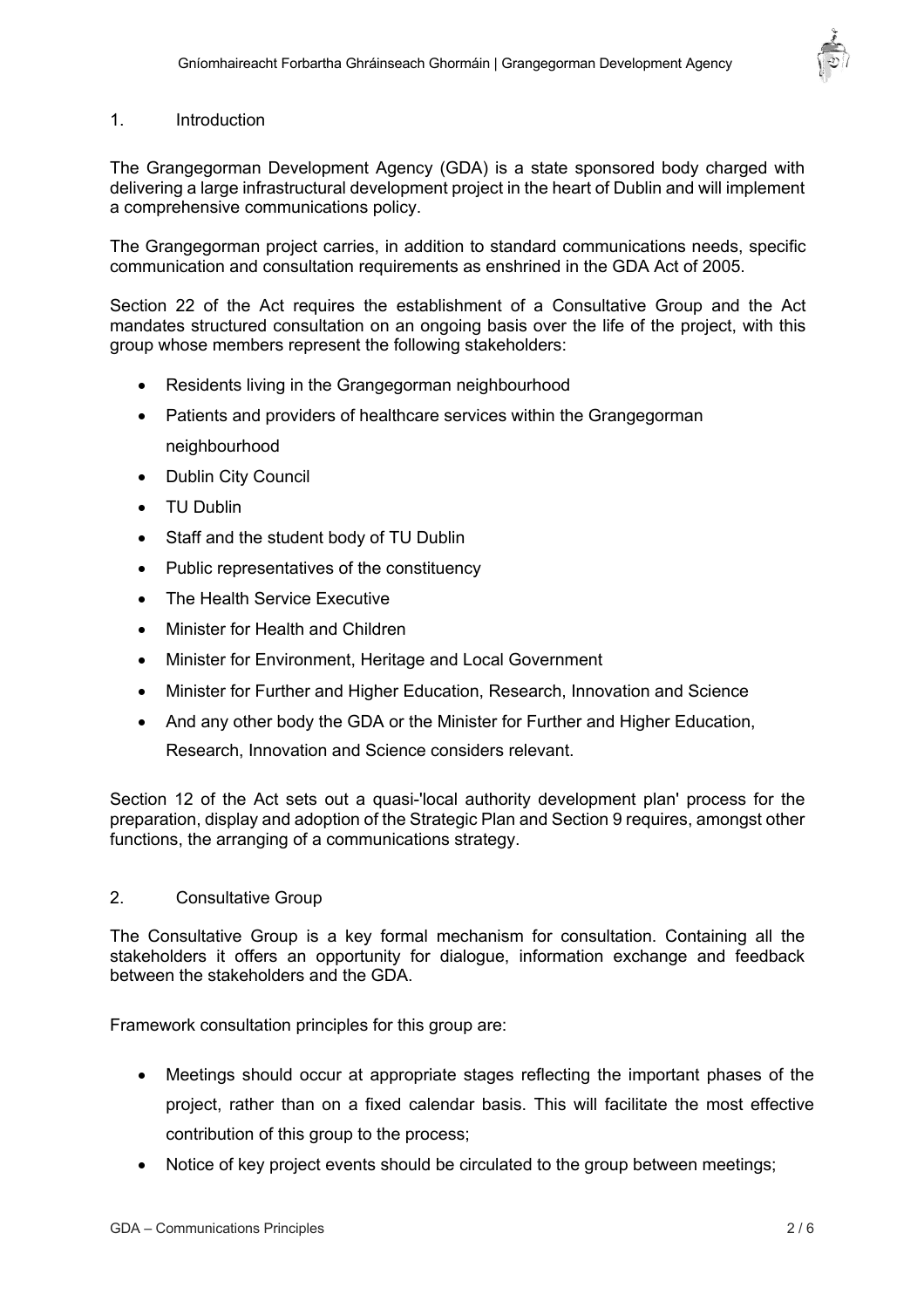## 1. Introduction

The Grangegorman Development Agency (GDA) is a state sponsored body charged with delivering a large infrastructural development project in the heart of Dublin and will implement a comprehensive communications policy.

The Grangegorman project carries, in addition to standard communications needs, specific communication and consultation requirements as enshrined in the GDA Act of 2005.

Section 22 of the Act requires the establishment of a Consultative Group and the Act mandates structured consultation on an ongoing basis over the life of the project, with this group whose members represent the following stakeholders:

- Residents living in the Grangegorman neighbourhood
- Patients and providers of healthcare services within the Grangegorman neighbourhood
- Dublin City Council
- TU Dublin
- Staff and the student body of TU Dublin
- Public representatives of the constituency
- The Health Service Executive
- Minister for Health and Children
- Minister for Environment, Heritage and Local Government
- Minister for Further and Higher Education, Research, Innovation and Science
- And any other body the GDA or the Minister for Further and Higher Education, Research, Innovation and Science considers relevant.

Section 12 of the Act sets out a quasi-'local authority development plan' process for the preparation, display and adoption of the Strategic Plan and Section 9 requires, amongst other functions, the arranging of a communications strategy.

## 2. Consultative Group

The Consultative Group is a key formal mechanism for consultation. Containing all the stakeholders it offers an opportunity for dialogue, information exchange and feedback between the stakeholders and the GDA.

Framework consultation principles for this group are:

- Meetings should occur at appropriate stages reflecting the important phases of the project, rather than on a fixed calendar basis. This will facilitate the most effective contribution of this group to the process;
- Notice of key project events should be circulated to the group between meetings;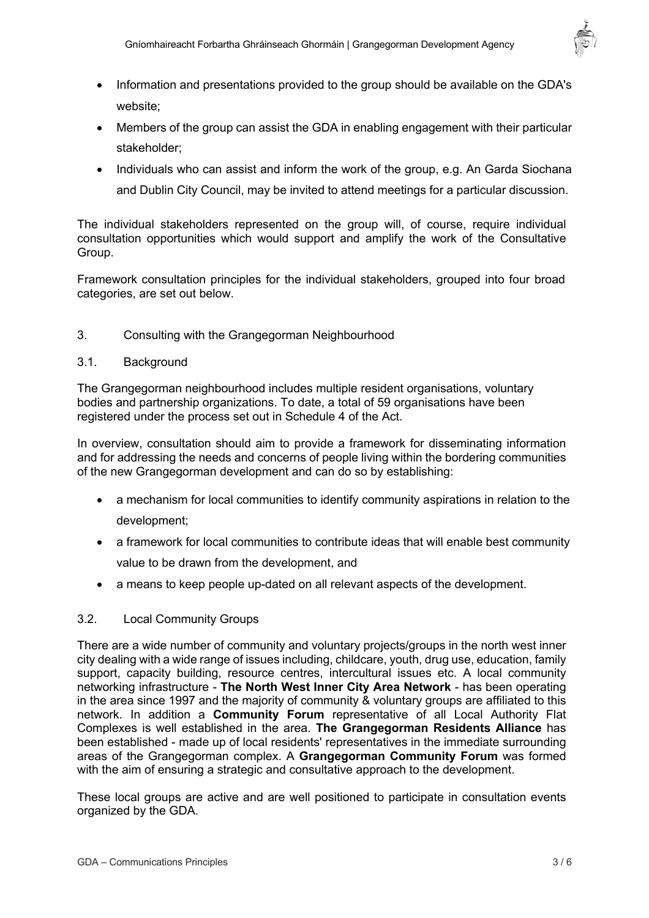- Information and presentations provided to the group should be available on the GDA's website;
- Members of the group can assist the GDA in enabling engagement with their particular stakeholder;
- Individuals who can assist and inform the work of the group, e.g. An Garda Siochana and Dublin City Council, may be invited to attend meetings for a particular discussion.

The individual stakeholders represented on the group will, of course, require individual consultation opportunities which would support and amplify the work of the Consultative Group.

Framework consultation principles for the individual stakeholders, grouped into four broad categories, are set out below.

## 3. Consulting with the Grangegorman Neighbourhood

### 3.1. Background

The Grangegorman neighbourhood includes multiple resident organisations, voluntary bodies and partnership organizations. To date, a total of 59 organisations have been registered under the process set out in Schedule 4 of the Act.

In overview, consultation should aim to provide a framework for disseminating information and for addressing the needs and concerns of people living within the bordering communities of the new Grangegorman development and can do so by establishing:

- a mechanism for local communities to identify community aspirations in relation to the development;
- a framework for local communities to contribute ideas that will enable best community value to be drawn from the development, and
- a means to keep people up-dated on all relevant aspects of the development.

### 3.2. Local Community Groups

There are a wide number of community and voluntary projects/groups in the north west inner city dealing with a wide range of issues including, childcare, youth, drug use, education, family support, capacity building, resource centres, intercultural issues etc. A local community networking infrastructure - **The North West Inner City Area Network** - has been operating in the area since 1997 and the majority of community & voluntary groups are affiliated to this network. In addition a **Community Forum** representative of all Local Authority Flat Complexes is well established in the area. **The Grangegorman Residents Alliance** has been established - made up of local residents' representatives in the immediate surrounding areas of the Grangegorman complex. A **Grangegorman Community Forum** was formed with the aim of ensuring a strategic and consultative approach to the development.

These local groups are active and are well positioned to participate in consultation events organized by the GDA.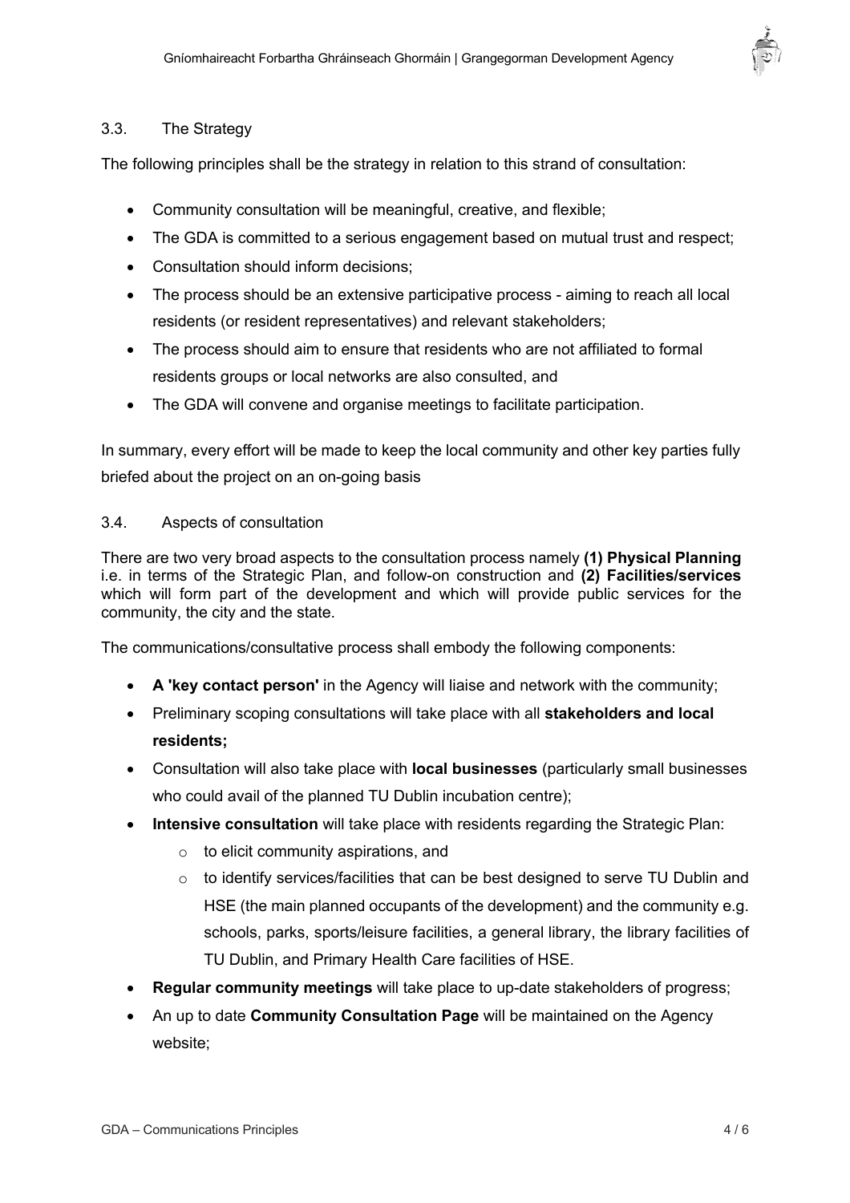### 3.3. The Strategy

The following principles shall be the strategy in relation to this strand of consultation:

- Community consultation will be meaningful, creative, and flexible;
- The GDA is committed to a serious engagement based on mutual trust and respect;
- Consultation should inform decisions;
- The process should be an extensive participative process - aiming to reach all local residents (or resident representatives) and relevant stakeholders;
- The process should aim to ensure that residents who are not affiliated to formal residents groups or local networks are also consulted, and
- The GDA will convene and organise meetings to facilitate participation.

In summary, every effort will be made to keep the local community and other key parties fully briefed about the project on an on-going basis

### 3.4. Aspects of consultation

There are two very broad aspects to the consultation process namely **(1) Physical Planning** i.e. in terms of the Strategic Plan, and follow-on construction and **(2) Facilities/services** which will form part of the development and which will provide public services for the community, the city and the state.

The communications/consultative process shall embody the following components:

- **A 'key contact person'** in the Agency will liaise and network with the community;
- Preliminary scoping consultations will take place with all **stakeholders and local residents;**
- Consultation will also take place with **local businesses** (particularly small businesses who could avail of the planned TU Dublin incubation centre);
- **Intensive consultation** will take place with residents regarding the Strategic Plan:
    - to elicit community aspirations, and
    - to identify services/facilities that can be best designed to serve TU Dublin and HSE (the main planned occupants of the development) and the community e.g. schools, parks, sports/leisure facilities, a general library, the library facilities of TU Dublin, and Primary Health Care facilities of HSE.
- **Regular community meetings** will take place to up-date stakeholders of progress;
- An up to date **Community Consultation Page** will be maintained on the Agency website;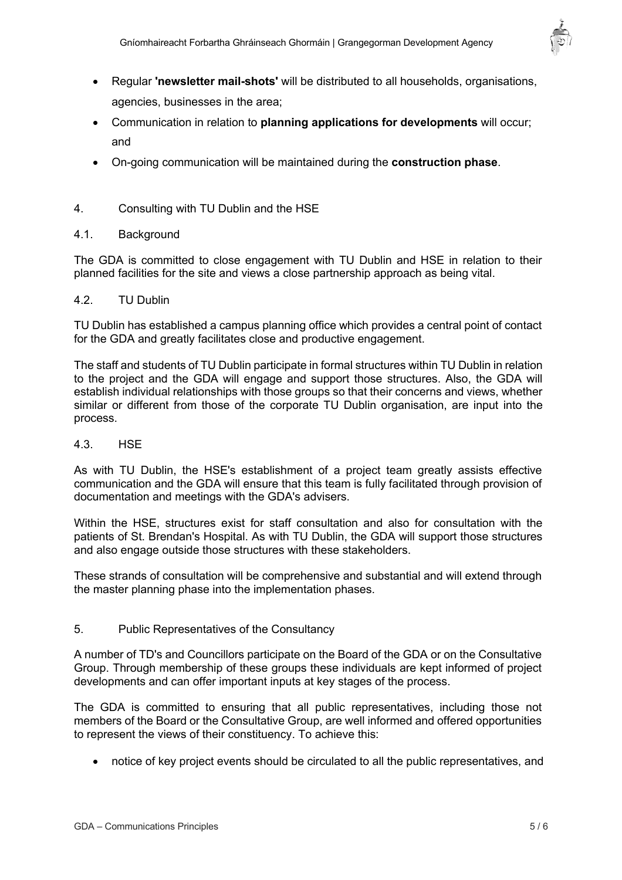- Regular **'newsletter mail-shots'** will be distributed to all households, organisations, agencies, businesses in the area;
- Communication in relation to **planning applications for developments** will occur; and
- On-going communication will be maintained during the **construction phase**.

## 4. Consulting with TU Dublin and the HSE

### 4.1. Background

The GDA is committed to close engagement with TU Dublin and HSE in relation to their planned facilities for the site and views a close partnership approach as being vital.

### 4.2. TU Dublin

TU Dublin has established a campus planning office which provides a central point of contact for the GDA and greatly facilitates close and productive engagement.

The staff and students of TU Dublin participate in formal structures within TU Dublin in relation to the project and the GDA will engage and support those structures. Also, the GDA will establish individual relationships with those groups so that their concerns and views, whether similar or different from those of the corporate TU Dublin organisation, are input into the process.

### 4.3. HSE

As with TU Dublin, the HSE's establishment of a project team greatly assists effective communication and the GDA will ensure that this team is fully facilitated through provision of documentation and meetings with the GDA's advisers.

Within the HSE, structures exist for staff consultation and also for consultation with the patients of St. Brendan's Hospital. As with TU Dublin, the GDA will support those structures and also engage outside those structures with these stakeholders.

These strands of consultation will be comprehensive and substantial and will extend through the master planning phase into the implementation phases.

## 5. Public Representatives of the Consultancy

A number of TD's and Councillors participate on the Board of the GDA or on the Consultative Group. Through membership of these groups these individuals are kept informed of project developments and can offer important inputs at key stages of the process.

The GDA is committed to ensuring that all public representatives, including those not members of the Board or the Consultative Group, are well informed and offered opportunities to represent the views of their constituency. To achieve this:

- notice of key project events should be circulated to all the public representatives, and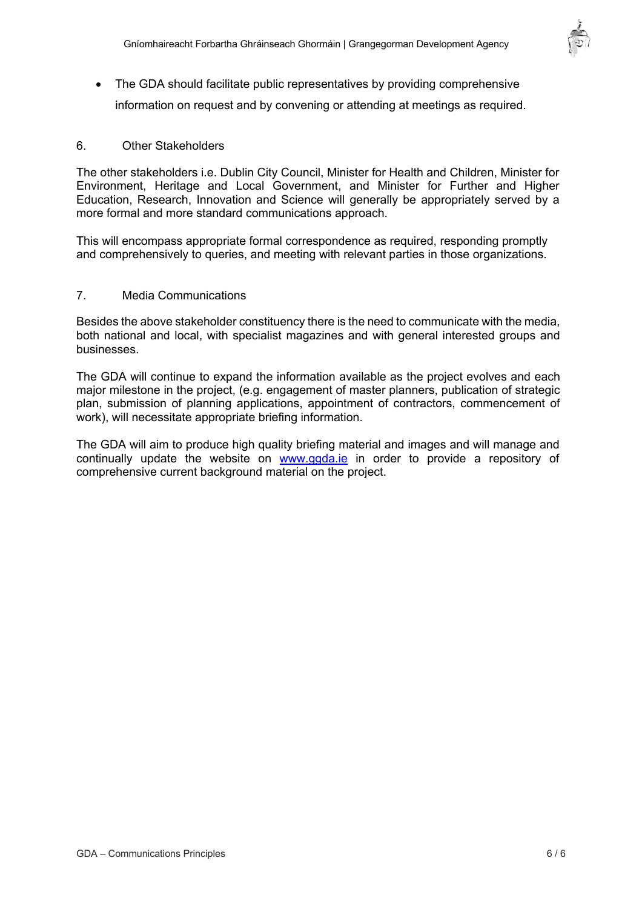- The GDA should facilitate public representatives by providing comprehensive information on request and by convening or attending at meetings as required.

## 6. Other Stakeholders

The other stakeholders i.e. Dublin City Council, Minister for Health and Children, Minister for Environment, Heritage and Local Government, and Minister for Further and Higher Education, Research, Innovation and Science will generally be appropriately served by a more formal and more standard communications approach.

This will encompass appropriate formal correspondence as required, responding promptly and comprehensively to queries, and meeting with relevant parties in those organizations.

## 7. Media Communications

Besides the above stakeholder constituency there is the need to communicate with the media, both national and local, with specialist magazines and with general interested groups and businesses.

The GDA will continue to expand the information available as the project evolves and each major milestone in the project, (e.g. engagement of master planners, publication of strategic plan, submission of planning applications, appointment of contractors, commencement of work), will necessitate appropriate briefing information.

The GDA will aim to produce high quality briefing material and images and will manage and continually update the website on [www.ggda.ie](http://www.ggda.ie) in order to provide a repository of comprehensive current background material on the project.